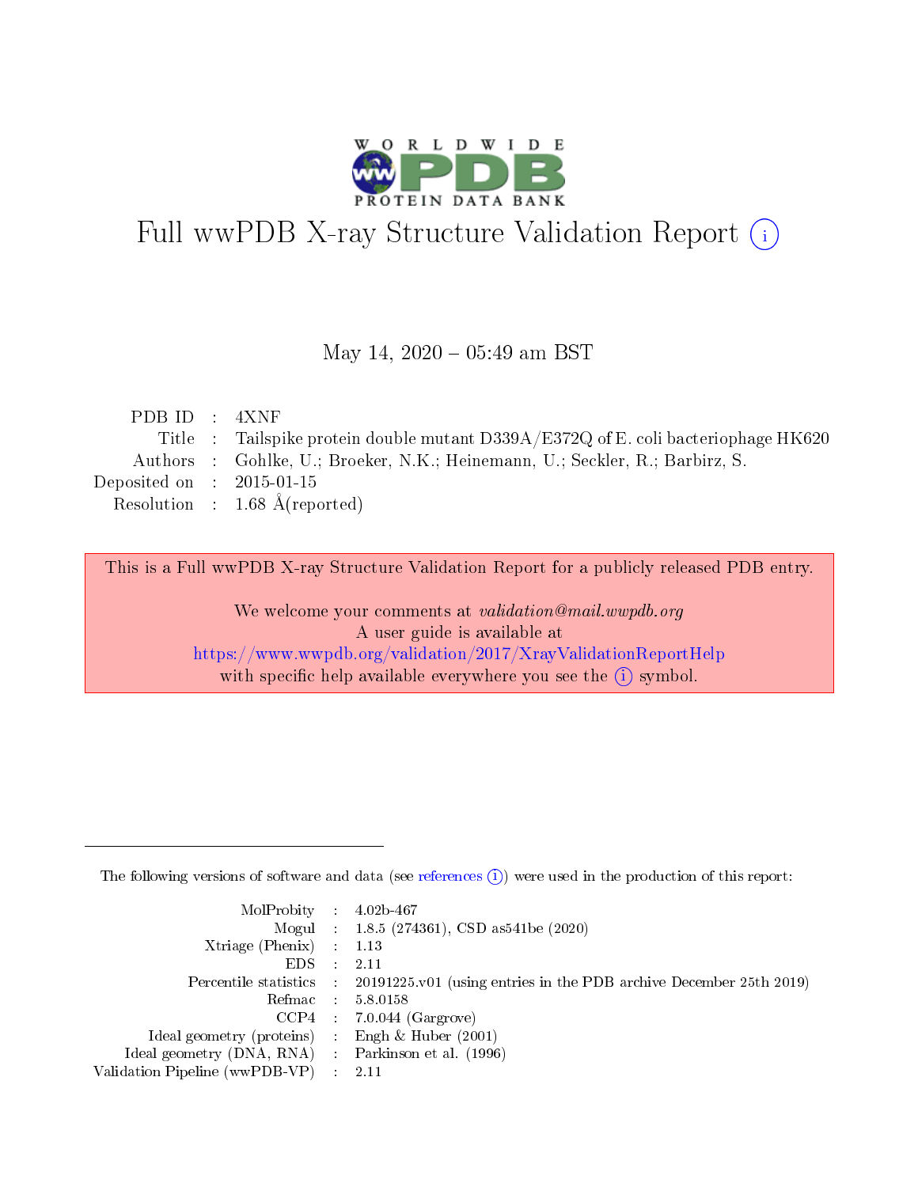# Full wwPDB X-ray Structure Validation Report (i)

May 14, 2020 – 05:49 am BST

| | | |
|---|---|---|
| PDB ID | : | 4XNF |
| Title | : | Tailspike protein double mutant D339A/E372Q of E. coli bacteriophage HK620 |
| Authors | : | Gohlke, U.; Broeker, N.K.; Heinemann, U.; Seckler, R.; Barbirz, S. |
| Deposited on | : | 2015-01-15 |
| Resolution | : | 1.68 Å(reported) |

This is a Full wwPDB X-ray Structure Validation Report for a publicly released PDB entry.

We welcome your comments at *validation@mail.wwpdb.org*
A user guide is available at
https://www.wwpdb.org/validation/2017/XrayValidationReportHelp
with specific help available everywhere you see the (i) symbol.

---

The following versions of software and data (see references (i)) were used in the production of this report:

| | | |
|---|---|---|
| MolProbity | : | 4.02b-467 |
| Mogul | : | 1.8.5 (274361), CSD as541be (2020) |
| Xtriage (Phenix) | : | 1.13 |
| EDS | : | 2.11 |
| Percentile statistics | : | 20191225.v01 (using entries in the PDB archive December 25th 2019) |
| Refmac | : | 5.8.0158 |
| CCP4 | : | 7.0.044 (Gargrove) |
| Ideal geometry (proteins) | : | Engh & Huber (2001) |
| Ideal geometry (DNA, RNA) | : | Parkinson et al. (1996) |
| Validation Pipeline (wwPDB-VP) | : | 2.11 |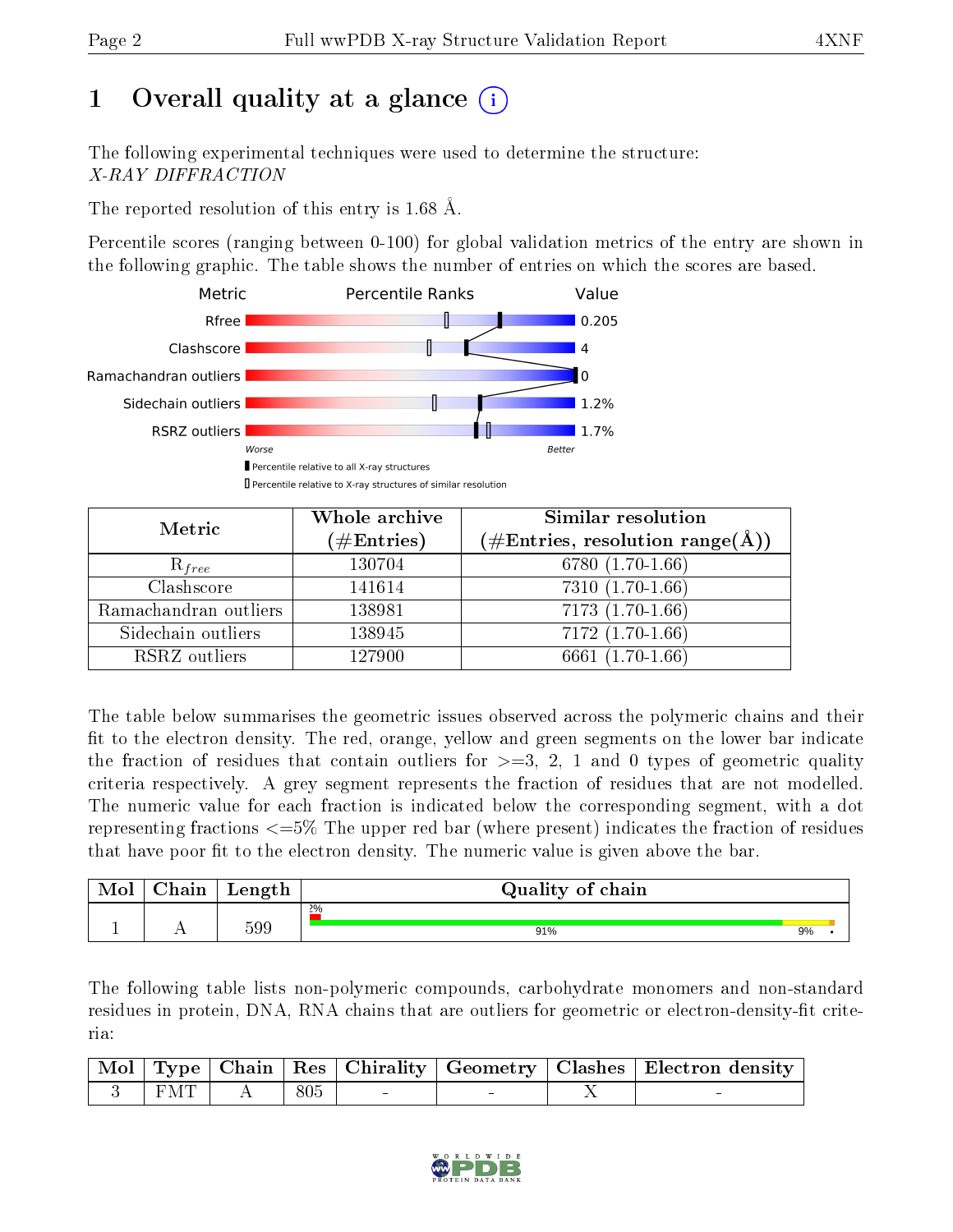# 1 Overall quality at a glance

The following experimental techniques were used to determine the structure:
*X-RAY DIFFRACTION*

The reported resolution of this entry is 1.68 Å.

Percentile scores (ranging between 0-100) for global validation metrics of the entry are shown in the following graphic. The table shows the number of entries on which the scores are based.

| Metric | Value |
|---|---|
| Rfree | 0.205 |
| Clashscore | 4 |
| Ramachandran outliers | 0 |
| Sidechain outliers | 1.2% |
| RSRZ outliers | 1.7% |

| Metric | Whole archive (#Entries) | Similar resolution (#Entries, resolution range(Å)) |
|---|---|---|
| $R_{free}$ | 130704 | 6780 (1.70-1.66) |
| Clashscore | 141614 | 7310 (1.70-1.66) |
| Ramachandran outliers | 138981 | 7173 (1.70-1.66) |
| Sidechain outliers | 138945 | 7172 (1.70-1.66) |
| RSRZ outliers | 127900 | 6661 (1.70-1.66) |

The table below summarises the geometric issues observed across the polymeric chains and their fit to the electron density. The red, orange, yellow and green segments on the lower bar indicate the fraction of residues that contain outliers for >=3, 2, 1 and 0 types of geometric quality criteria respectively. A grey segment represents the fraction of residues that are not modelled. The numeric value for each fraction is indicated below the corresponding segment, with a dot representing fractions <=5% The upper red bar (where present) indicates the fraction of residues that have poor fit to the electron density. The numeric value is given above the bar.

| Mol | Chain | Length | Quality of chain |
|---|---|---|---|
| 1 | A | 599 | 2% / 91% 9% • |

The following table lists non-polymeric compounds, carbohydrate monomers and non-standard residues in protein, DNA, RNA chains that are outliers for geometric or electron-density-fit criteria:

| Mol | Type | Chain | Res | Chirality | Geometry | Clashes | Electron density |
|---|---|---|---|---|---|---|---|
| 3 | FMT | A | 805 | - | - | X | - |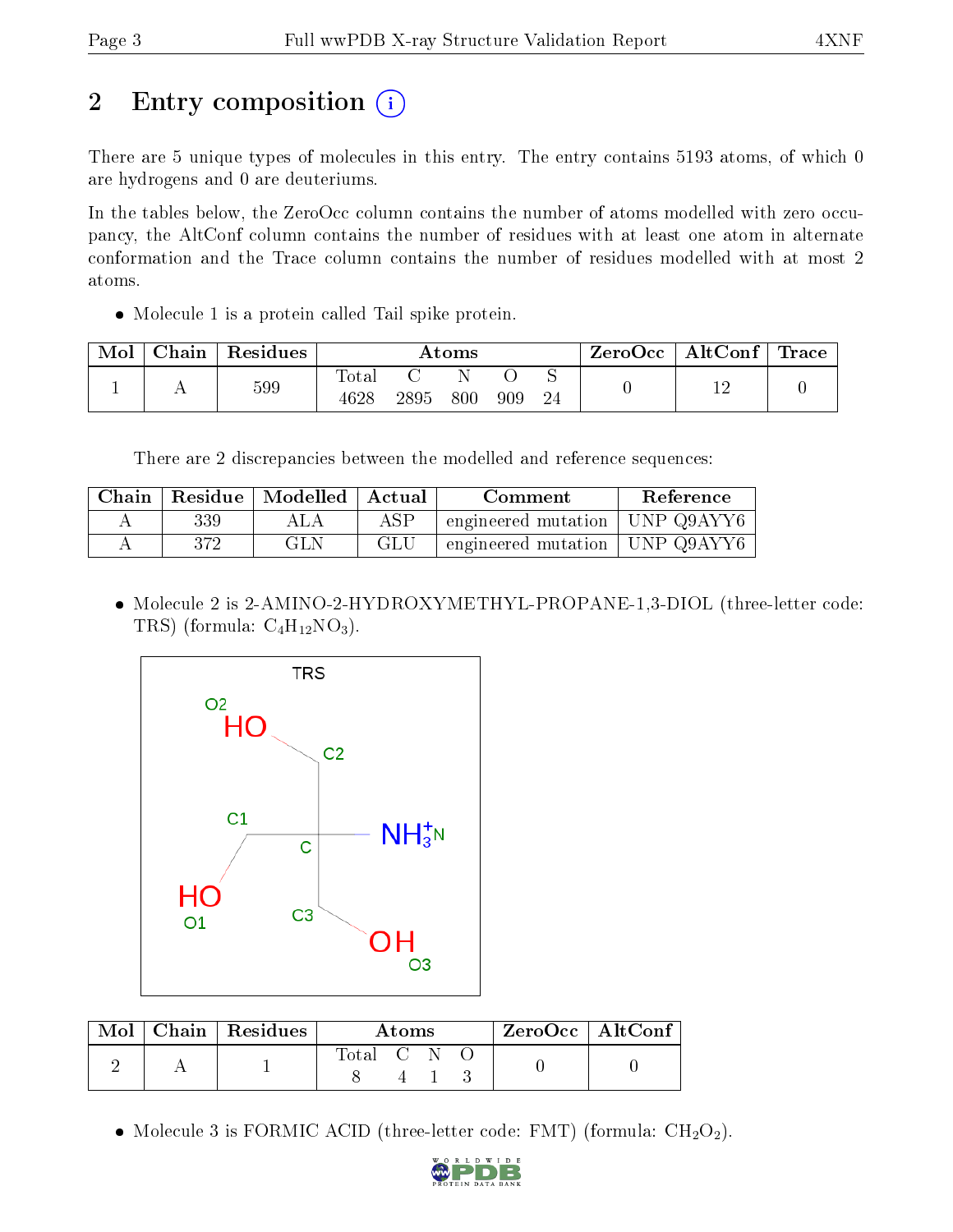# 2 Entry composition

There are 5 unique types of molecules in this entry. The entry contains 5193 atoms, of which 0 are hydrogens and 0 are deuteriums.

In the tables below, the ZeroOcc column contains the number of atoms modelled with zero occupancy, the AltConf column contains the number of residues with at least one atom in alternate conformation and the Trace column contains the number of residues modelled with at most 2 atoms.

- Molecule 1 is a protein called Tail spike protein.

| Mol | Chain | Residues | Atoms | | | | | ZeroOcc | AltConf | Trace |
|---|---|---|---|---|---|---|---|---|---|---|
| | | | Total | C | N | O | S | | | |
| 1 | A | 599 | 4628 | 2895 | 800 | 909 | 24 | 0 | 12 | 0 |

There are 2 discrepancies between the modelled and reference sequences:

| Chain | Residue | Modelled | Actual | Comment | Reference |
|---|---|---|---|---|---|
| A | 339 | ALA | ASP | engineered mutation | UNP Q9AYY6 |
| A | 372 | GLN | GLU | engineered mutation | UNP Q9AYY6 |

- Molecule 2 is 2-AMINO-2-HYDROXYMETHYL-PROPANE-1,3-DIOL (three-letter code: TRS) (formula: $C_4H_{12}NO_3$).

| Mol | Chain | Residues | Atoms | | | | ZeroOcc | AltConf |
|---|---|---|---|---|---|---|---|---|
| | | | Total | C | N | O | | |
| 2 | A | 1 | 8 | 4 | 1 | 3 | 0 | 0 |

- Molecule 3 is FORMIC ACID (three-letter code: FMT) (formula: $CH_2O_2$).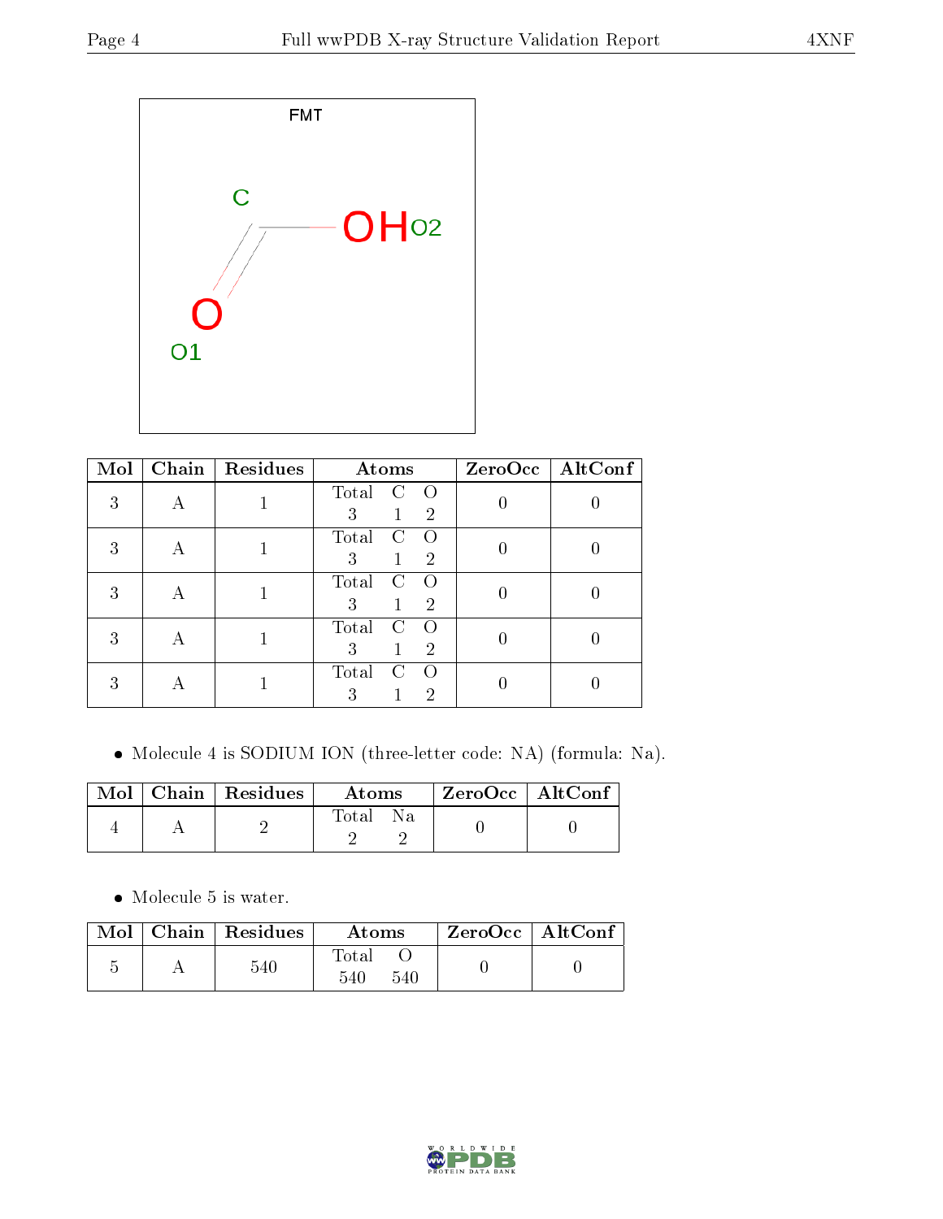| Mol | Chain | Residues | Atoms | ZeroOcc | AltConf |
|---|---|---|---|---|---|
| 3 | A | 1 | Total C O<br>3 1 2 | 0 | 0 |
| 3 | A | 1 | Total C O<br>3 1 2 | 0 | 0 |
| 3 | A | 1 | Total C O<br>3 1 2 | 0 | 0 |
| 3 | A | 1 | Total C O<br>3 1 2 | 0 | 0 |
| 3 | A | 1 | Total C O<br>3 1 2 | 0 | 0 |

- Molecule 4 is SODIUM ION (three-letter code: NA) (formula: Na).

| Mol | Chain | Residues | Atoms | ZeroOcc | AltConf |
|---|---|---|---|---|---|
| 4 | A | 2 | Total Na<br>2 2 | 0 | 0 |

- Molecule 5 is water.

| Mol | Chain | Residues | Atoms | ZeroOcc | AltConf |
|---|---|---|---|---|---|
| 5 | A | 540 | Total O<br>540 540 | 0 | 0 |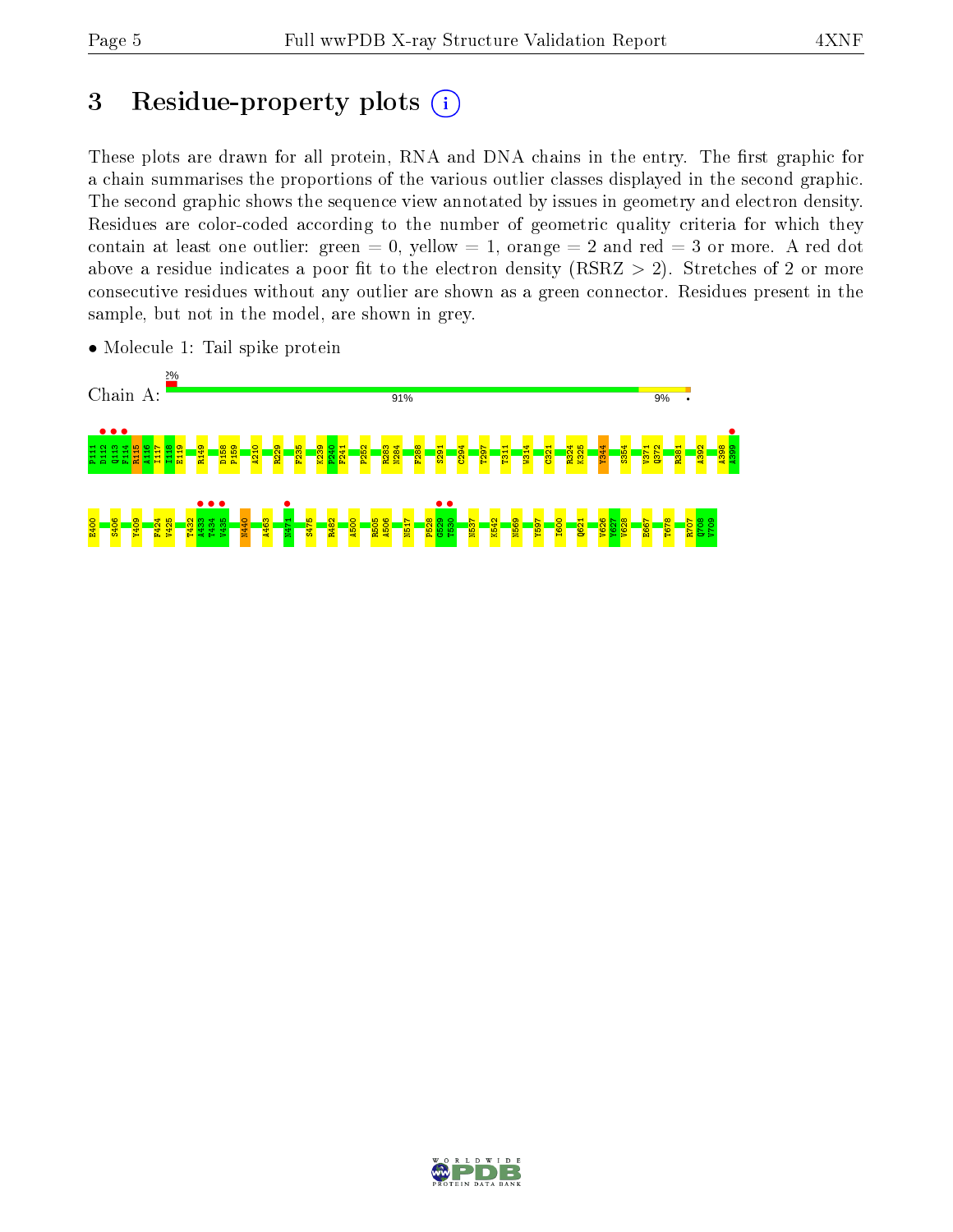# 3 Residue-property plots

These plots are drawn for all protein, RNA and DNA chains in the entry. The first graphic for a chain summarises the proportions of the various outlier classes displayed in the second graphic. The second graphic shows the sequence view annotated by issues in geometry and electron density. Residues are color-coded according to the number of geometric quality criteria for which they contain at least one outlier: green = 0, yellow = 1, orange = 2 and red = 3 or more. A red dot above a residue indicates a poor fit to the electron density (RSRZ > 2). Stretches of 2 or more consecutive residues without any outlier are shown as a green connector. Residues present in the sample, but not in the model, are shown in grey.

- Molecule 1: Tail spike protein

Chain A: 2% 91% 9%

P111 D112 Q113 F114 R115 A116 I117 I118 E119 R149 D158 P159 A210 R229 F235 K239 P240 F241 P252 R283 N284 F288 S291 C294 T297 T311 W314 C321 R324 K325 Y344 S354 V371 Q372 R381 A392 A398 A399

E400 S406 Y409 F424 V425 T432 A433 T434 V435 N440 A463 N471 S475 R482 A500 R505 A506 N517 P528 G529 Y530 N537 K542 N569 Y597 I600 Q621 V626 Y627 V628 E667 T678 R707 G708 V709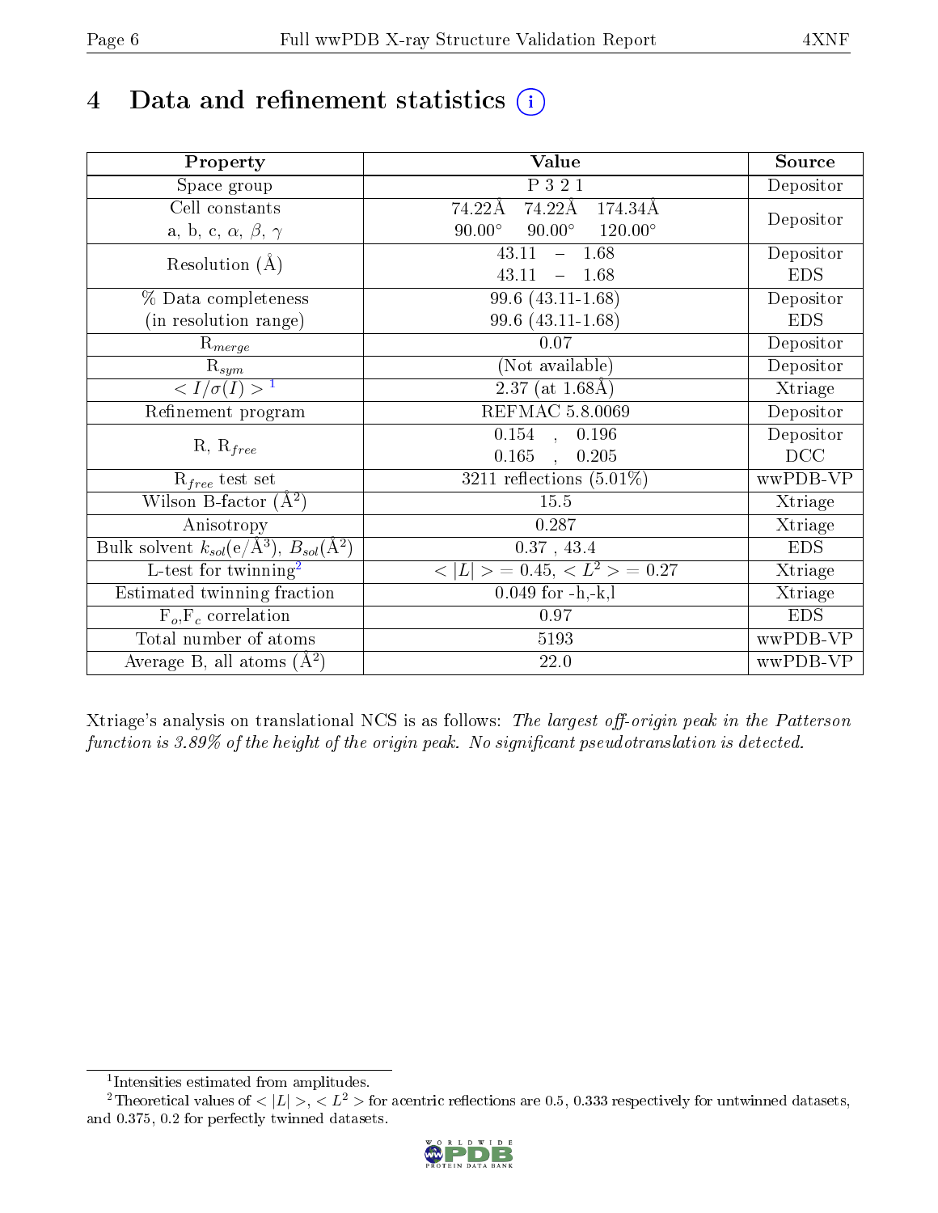# 4 Data and refinement statistics (i)

| Property | Value | Source |
|---|---|---|
| Space group | P 3 2 1 | Depositor |
| Cell constants<br>a, b, c, $\alpha$, $\beta$, $\gamma$ | 74.22Å 74.22Å 174.34Å<br>90.00° 90.00° 120.00° | Depositor |
| Resolution (Å) | 43.11 – 1.68<br>43.11 – 1.68 | Depositor<br>EDS |
| % Data completeness<br>(in resolution range) | 99.6 (43.11-1.68)<br>99.6 (43.11-1.68) | Depositor<br>EDS |
| $R_{merge}$ | 0.07 | Depositor |
| $R_{sym}$ | (Not available) | Depositor |
| $< I/\sigma(I) >$ [1] | 2.37 (at 1.68Å) | Xtriage |
| Refinement program | REFMAC 5.8.0069 | Depositor |
| R, $R_{free}$ | 0.154 , 0.196<br>0.165 , 0.205 | Depositor<br>DCC |
| $R_{free}$ test set | 3211 reflections (5.01%) | wwPDB-VP |
| Wilson B-factor (Å$^2$) | 15.5 | Xtriage |
| Anisotropy | 0.287 | Xtriage |
| Bulk solvent $k_{sol}$(e/Å$^3$), $B_{sol}$(Å$^2$) | 0.37 , 43.4 | EDS |
| L-test for twinning[2] | $< \|L\| >$ = 0.45, $< L^2 >$ = 0.27 | Xtriage |
| Estimated twinning fraction | 0.049 for -h,-k,l | Xtriage |
| $F_o$,$F_c$ correlation | 0.97 | EDS |
| Total number of atoms | 5193 | wwPDB-VP |
| Average B, all atoms (Å$^2$) | 22.0 | wwPDB-VP |

Xtriage's analysis on translational NCS is as follows: *The largest off-origin peak in the Patterson function is 3.89% of the height of the origin peak. No significant pseudotranslation is detected.*

[1] Intensities estimated from amplitudes.

[2] Theoretical values of $< |L| >$, $< L^2 >$ for acentric reflections are 0.5, 0.333 respectively for untwinned datasets, and 0.375, 0.2 for perfectly twinned datasets.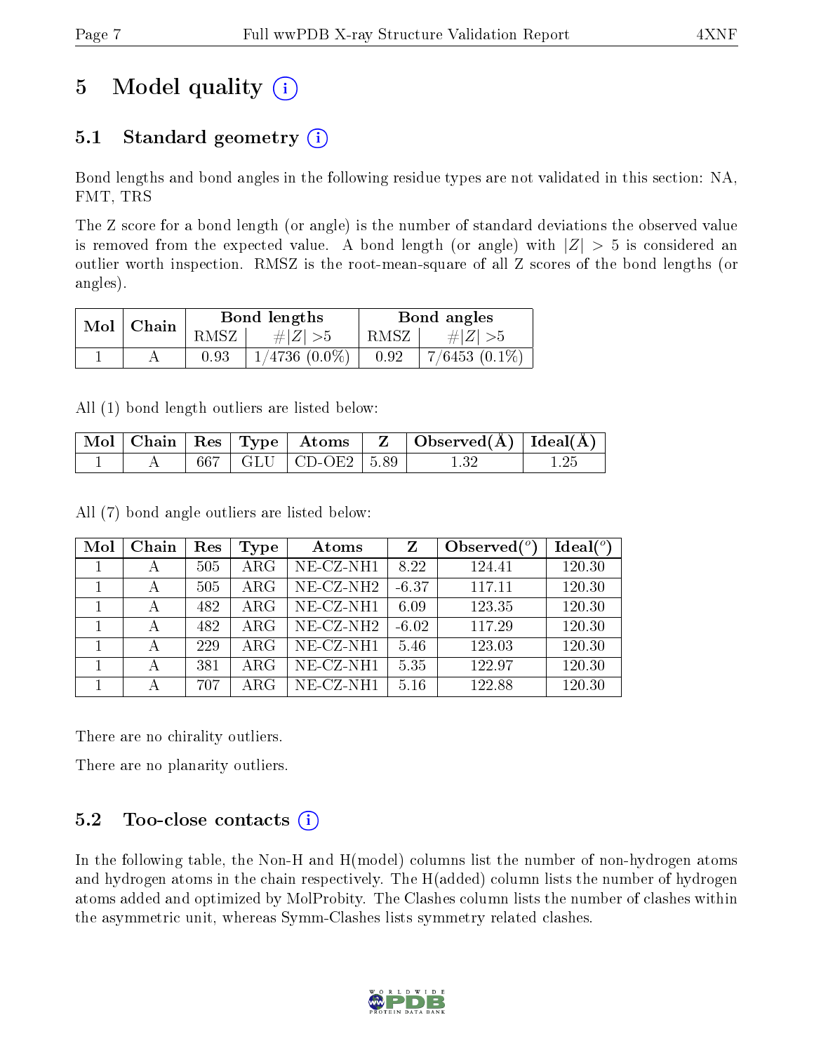# 5 Model quality (i)

## 5.1 Standard geometry (i)

Bond lengths and bond angles in the following residue types are not validated in this section: NA, FMT, TRS

The Z score for a bond length (or angle) is the number of standard deviations the observed value is removed from the expected value. A bond length (or angle) with $|Z| > 5$ is considered an outlier worth inspection. RMSZ is the root-mean-square of all Z scores of the bond lengths (or angles).

| Mol | Chain | Bond lengths | | Bond angles | |
|---|---|---|---|---|---|
| | | RMSZ | $\#\|Z\| > 5$ | RMSZ | $\#\|Z\| > 5$ |
| 1 | A | 0.93 | 1/4736 (0.0%) | 0.92 | 7/6453 (0.1%) |

All (1) bond length outliers are listed below:

| Mol | Chain | Res | Type | Atoms | Z | Observed(Å) | Ideal(Å) |
|---|---|---|---|---|---|---|---|
| 1 | A | 667 | GLU | CD-OE2 | 5.89 | 1.32 | 1.25 |

All (7) bond angle outliers are listed below:

| Mol | Chain | Res | Type | Atoms | Z | Observed($^o$) | Ideal($^o$) |
|---|---|---|---|---|---|---|---|
| 1 | A | 505 | ARG | NE-CZ-NH1 | 8.22 | 124.41 | 120.30 |
| 1 | A | 505 | ARG | NE-CZ-NH2 | -6.37 | 117.11 | 120.30 |
| 1 | A | 482 | ARG | NE-CZ-NH1 | 6.09 | 123.35 | 120.30 |
| 1 | A | 482 | ARG | NE-CZ-NH2 | -6.02 | 117.29 | 120.30 |
| 1 | A | 229 | ARG | NE-CZ-NH1 | 5.46 | 123.03 | 120.30 |
| 1 | A | 381 | ARG | NE-CZ-NH1 | 5.35 | 122.97 | 120.30 |
| 1 | A | 707 | ARG | NE-CZ-NH1 | 5.16 | 122.88 | 120.30 |

There are no chirality outliers.

There are no planarity outliers.

## 5.2 Too-close contacts (i)

In the following table, the Non-H and H(model) columns list the number of non-hydrogen atoms and hydrogen atoms in the chain respectively. The H(added) column lists the number of hydrogen atoms added and optimized by MolProbity. The Clashes column lists the number of clashes within the asymmetric unit, whereas Symm-Clashes lists symmetry related clashes.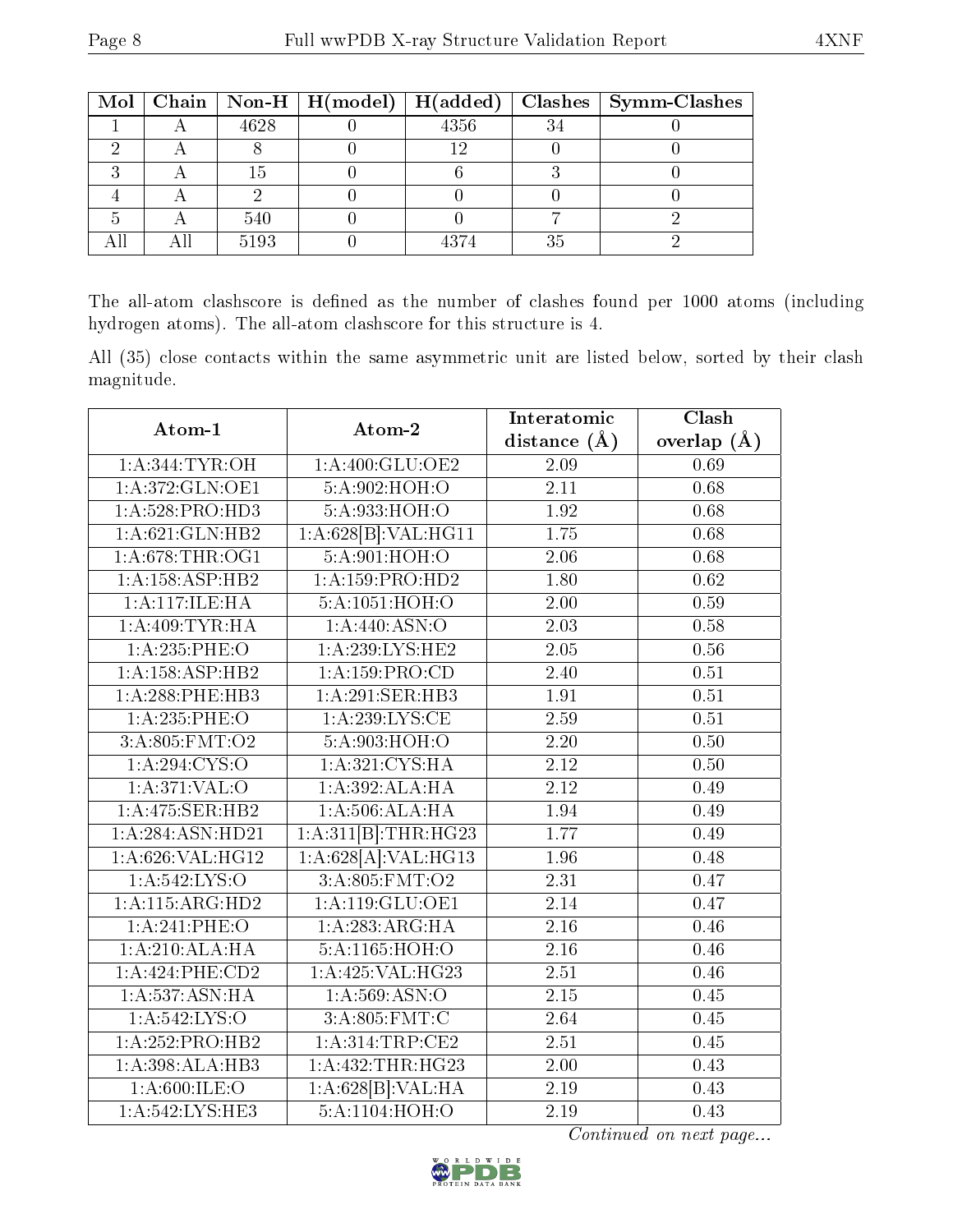| Mol | Chain | Non-H | H(model) | H(added) | Clashes | Symm-Clashes |
|---|---|---|---|---|---|---|
| 1 | A | 4628 | 0 | 4356 | 34 | 0 |
| 2 | A | 8 | 0 | 12 | 0 | 0 |
| 3 | A | 15 | 0 | 6 | 3 | 0 |
| 4 | A | 2 | 0 | 0 | 0 | 0 |
| 5 | A | 540 | 0 | 0 | 7 | 2 |
| All | All | 5193 | 0 | 4374 | 35 | 2 |

The all-atom clashscore is defined as the number of clashes found per 1000 atoms (including hydrogen atoms). The all-atom clashscore for this structure is 4.

All (35) close contacts within the same asymmetric unit are listed below, sorted by their clash magnitude.

| Atom-1 | Atom-2 | Interatomic distance (Å) | Clash overlap (Å) |
|---|---|---|---|
| 1:A:344:TYR:OH | 1:A:400:GLU:OE2 | 2.09 | 0.69 |
| 1:A:372:GLN:OE1 | 5:A:902:HOH:O | 2.11 | 0.68 |
| 1:A:528:PRO:HD3 | 5:A:933:HOH:O | 1.92 | 0.68 |
| 1:A:621:GLN:HB2 | 1:A:628[B]:VAL:HG11 | 1.75 | 0.68 |
| 1:A:678:THR:OG1 | 5:A:901:HOH:O | 2.06 | 0.68 |
| 1:A:158:ASP:HB2 | 1:A:159:PRO:HD2 | 1.80 | 0.62 |
| 1:A:117:ILE:HA | 5:A:1051:HOH:O | 2.00 | 0.59 |
| 1:A:409:TYR:HA | 1:A:440:ASN:O | 2.03 | 0.58 |
| 1:A:235:PHE:O | 1:A:239:LYS:HE2 | 2.05 | 0.56 |
| 1:A:158:ASP:HB2 | 1:A:159:PRO:CD | 2.40 | 0.51 |
| 1:A:288:PHE:HB3 | 1:A:291:SER:HB3 | 1.91 | 0.51 |
| 1:A:235:PHE:O | 1:A:239:LYS:CE | 2.59 | 0.51 |
| 3:A:805:FMT:O2 | 5:A:903:HOH:O | 2.20 | 0.50 |
| 1:A:294:CYS:O | 1:A:321:CYS:HA | 2.12 | 0.50 |
| 1:A:371:VAL:O | 1:A:392:ALA:HA | 2.12 | 0.49 |
| 1:A:475:SER:HB2 | 1:A:506:ALA:HA | 1.94 | 0.49 |
| 1:A:284:ASN:HD21 | 1:A:311[B]:THR:HG23 | 1.77 | 0.49 |
| 1:A:626:VAL:HG12 | 1:A:628[A]:VAL:HG13 | 1.96 | 0.48 |
| 1:A:542:LYS:O | 3:A:805:FMT:O2 | 2.31 | 0.47 |
| 1:A:115:ARG:HD2 | 1:A:119:GLU:OE1 | 2.14 | 0.47 |
| 1:A:241:PHE:O | 1:A:283:ARG:HA | 2.16 | 0.46 |
| 1:A:210:ALA:HA | 5:A:1165:HOH:O | 2.16 | 0.46 |
| 1:A:424:PHE:CD2 | 1:A:425:VAL:HG23 | 2.51 | 0.46 |
| 1:A:537:ASN:HA | 1:A:569:ASN:O | 2.15 | 0.45 |
| 1:A:542:LYS:O | 3:A:805:FMT:C | 2.64 | 0.45 |
| 1:A:252:PRO:HB2 | 1:A:314:TRP:CE2 | 2.51 | 0.45 |
| 1:A:398:ALA:HB3 | 1:A:432:THR:HG23 | 2.00 | 0.43 |
| 1:A:600:ILE:O | 1:A:628[B]:VAL:HA | 2.19 | 0.43 |
| 1:A:542:LYS:HE3 | 5:A:1104:HOH:O | 2.19 | 0.43 |

*Continued on next page...*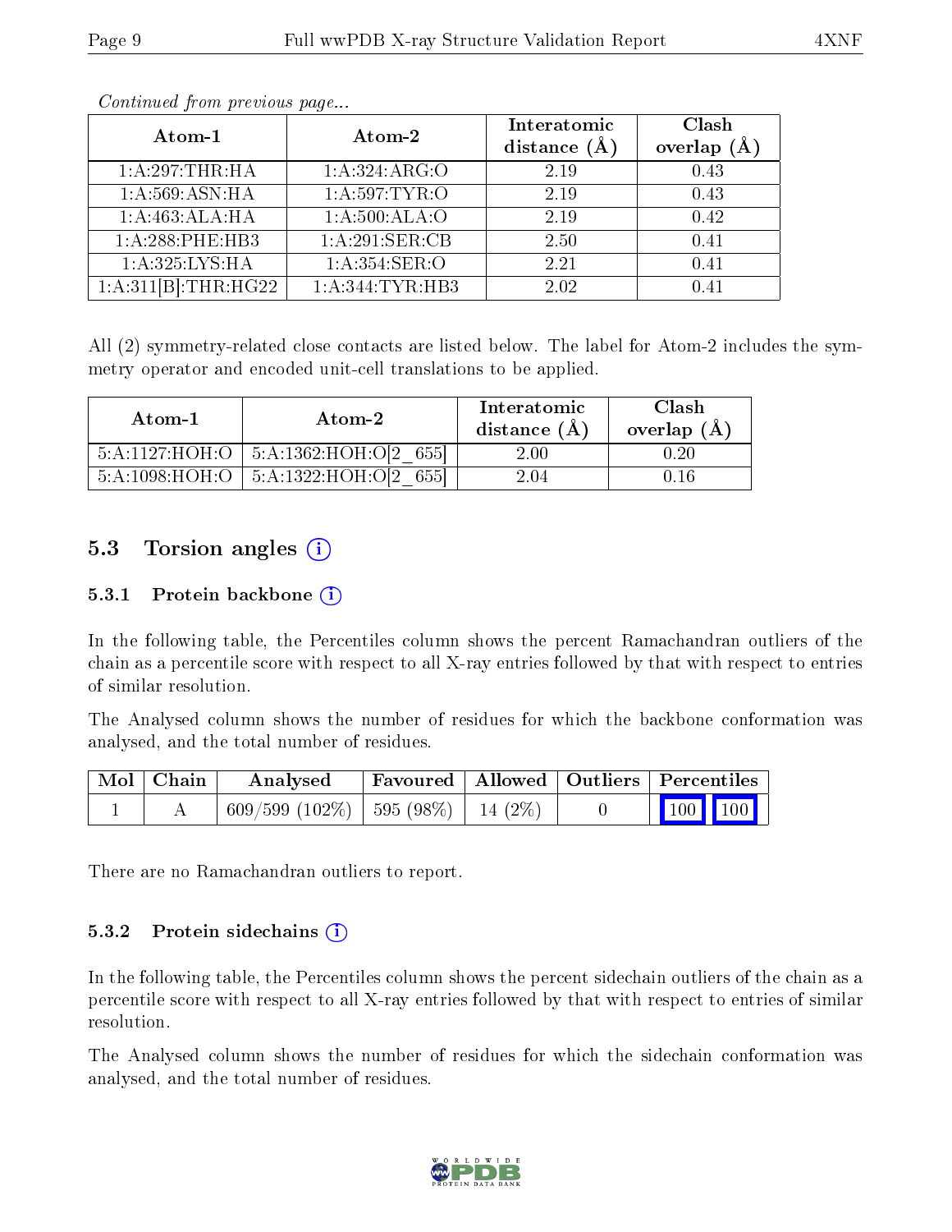*Continued from previous page...*

| Atom-1 | Atom-2 | Interatomic distance (Å) | Clash overlap (Å) |
|---|---|---|---|
| 1:A:297:THR:HA | 1:A:324:ARG:O | 2.19 | 0.43 |
| 1:A:569:ASN:HA | 1:A:597:TYR:O | 2.19 | 0.43 |
| 1:A:463:ALA:HA | 1:A:500:ALA:O | 2.19 | 0.42 |
| 1:A:288:PHE:HB3 | 1:A:291:SER:CB | 2.50 | 0.41 |
| 1:A:325:LYS:HA | 1:A:354:SER:O | 2.21 | 0.41 |
| 1:A:311[B]:THR:HG22 | 1:A:344:TYR:HB3 | 2.02 | 0.41 |

All (2) symmetry-related close contacts are listed below. The label for Atom-2 includes the symmetry operator and encoded unit-cell translations to be applied.

| Atom-1 | Atom-2 | Interatomic distance (Å) | Clash overlap (Å) |
|---|---|---|---|
| 5:A:1127:HOH:O | 5:A:1362:HOH:O[2_655] | 2.00 | 0.20 |
| 5:A:1098:HOH:O | 5:A:1322:HOH:O[2_655] | 2.04 | 0.16 |

## 5.3 Torsion angles

### 5.3.1 Protein backbone

In the following table, the Percentiles column shows the percent Ramachandran outliers of the chain as a percentile score with respect to all X-ray entries followed by that with respect to entries of similar resolution.

The Analysed column shows the number of residues for which the backbone conformation was analysed, and the total number of residues.

| Mol | Chain | Analysed | Favoured | Allowed | Outliers | Percentiles | |
|---|---|---|---|---|---|---|---|
| 1 | A | 609/599 (102%) | 595 (98%) | 14 (2%) | 0 | 100 | 100 |

There are no Ramachandran outliers to report.

### 5.3.2 Protein sidechains

In the following table, the Percentiles column shows the percent sidechain outliers of the chain as a percentile score with respect to all X-ray entries followed by that with respect to entries of similar resolution.

The Analysed column shows the number of residues for which the sidechain conformation was analysed, and the total number of residues.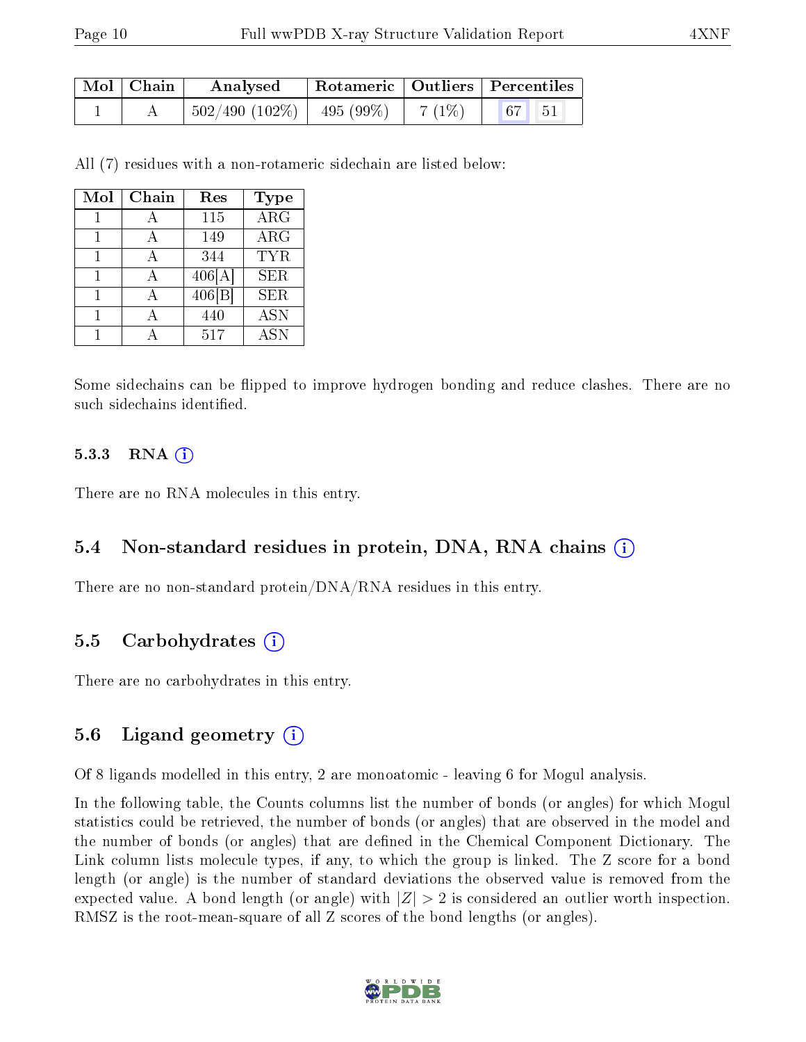| Mol | Chain | Analysed | Rotameric | Outliers | Percentiles | |
|---|---|---|---|---|---|---|
| 1 | A | 502/490 (102%) | 495 (99%) | 7 (1%) | 67 | 51 |

All (7) residues with a non-rotameric sidechain are listed below:

| Mol | Chain | Res | Type |
|---|---|---|---|
| 1 | A | 115 | ARG |
| 1 | A | 149 | ARG |
| 1 | A | 344 | TYR |
| 1 | A | 406[A] | SER |
| 1 | A | 406[B] | SER |
| 1 | A | 440 | ASN |
| 1 | A | 517 | ASN |

Some sidechains can be flipped to improve hydrogen bonding and reduce clashes. There are no such sidechains identified.

#### 5.3.3 RNA

There are no RNA molecules in this entry.

### 5.4 Non-standard residues in protein, DNA, RNA chains

There are no non-standard protein/DNA/RNA residues in this entry.

### 5.5 Carbohydrates

There are no carbohydrates in this entry.

### 5.6 Ligand geometry

Of 8 ligands modelled in this entry, 2 are monoatomic - leaving 6 for Mogul analysis.

In the following table, the Counts columns list the number of bonds (or angles) for which Mogul statistics could be retrieved, the number of bonds (or angles) that are observed in the model and the number of bonds (or angles) that are defined in the Chemical Component Dictionary. The Link column lists molecule types, if any, to which the group is linked. The Z score for a bond length (or angle) is the number of standard deviations the observed value is removed from the expected value. A bond length (or angle) with $|Z| > 2$ is considered an outlier worth inspection. RMSZ is the root-mean-square of all Z scores of the bond lengths (or angles).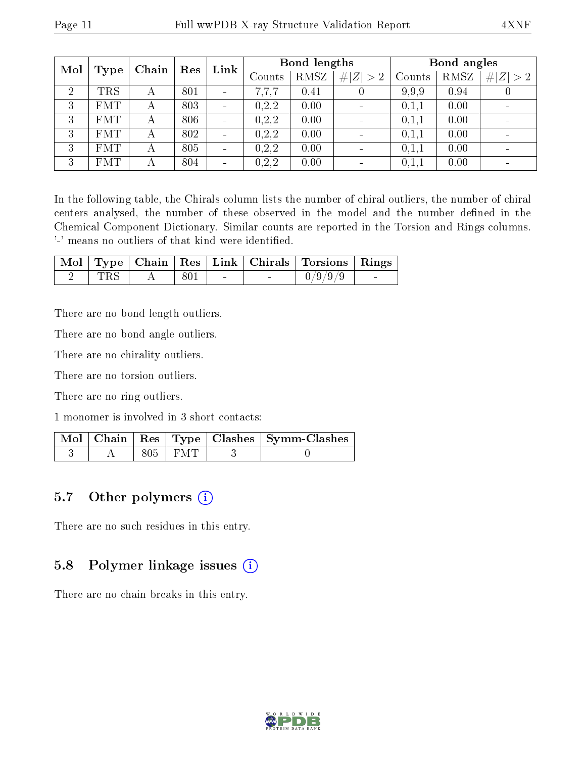| Mol | Type | Chain | Res | Link | Bond lengths | | | Bond angles | | |
|---|---|---|---|---|---|---|---|---|---|---|
| | | | | | Counts | RMSZ | #\|Z\| > 2 | Counts | RMSZ | #\|Z\| > 2 |
| 2 | TRS | A | 801 | - | 7,7,7 | 0.41 | 0 | 9,9,9 | 0.94 | 0 |
| 3 | FMT | A | 803 | - | 0,2,2 | 0.00 | - | 0,1,1 | 0.00 | - |
| 3 | FMT | A | 806 | - | 0,2,2 | 0.00 | - | 0,1,1 | 0.00 | - |
| 3 | FMT | A | 802 | - | 0,2,2 | 0.00 | - | 0,1,1 | 0.00 | - |
| 3 | FMT | A | 805 | - | 0,2,2 | 0.00 | - | 0,1,1 | 0.00 | - |
| 3 | FMT | A | 804 | - | 0,2,2 | 0.00 | - | 0,1,1 | 0.00 | - |

In the following table, the Chirals column lists the number of chiral outliers, the number of chiral centers analysed, the number of these observed in the model and the number defined in the Chemical Component Dictionary. Similar counts are reported in the Torsion and Rings columns. '-' means no outliers of that kind were identified.

| Mol | Type | Chain | Res | Link | Chirals | Torsions | Rings |
|---|---|---|---|---|---|---|---|
| 2 | TRS | A | 801 | - | - | 0/9/9/9 | - |

There are no bond length outliers.

There are no bond angle outliers.

There are no chirality outliers.

There are no torsion outliers.

There are no ring outliers.

1 monomer is involved in 3 short contacts:

| Mol | Chain | Res | Type | Clashes | Symm-Clashes |
|---|---|---|---|---|---|
| 3 | A | 805 | FMT | 3 | 0 |

## 5.7 Other polymers

There are no such residues in this entry.

## 5.8 Polymer linkage issues

There are no chain breaks in this entry.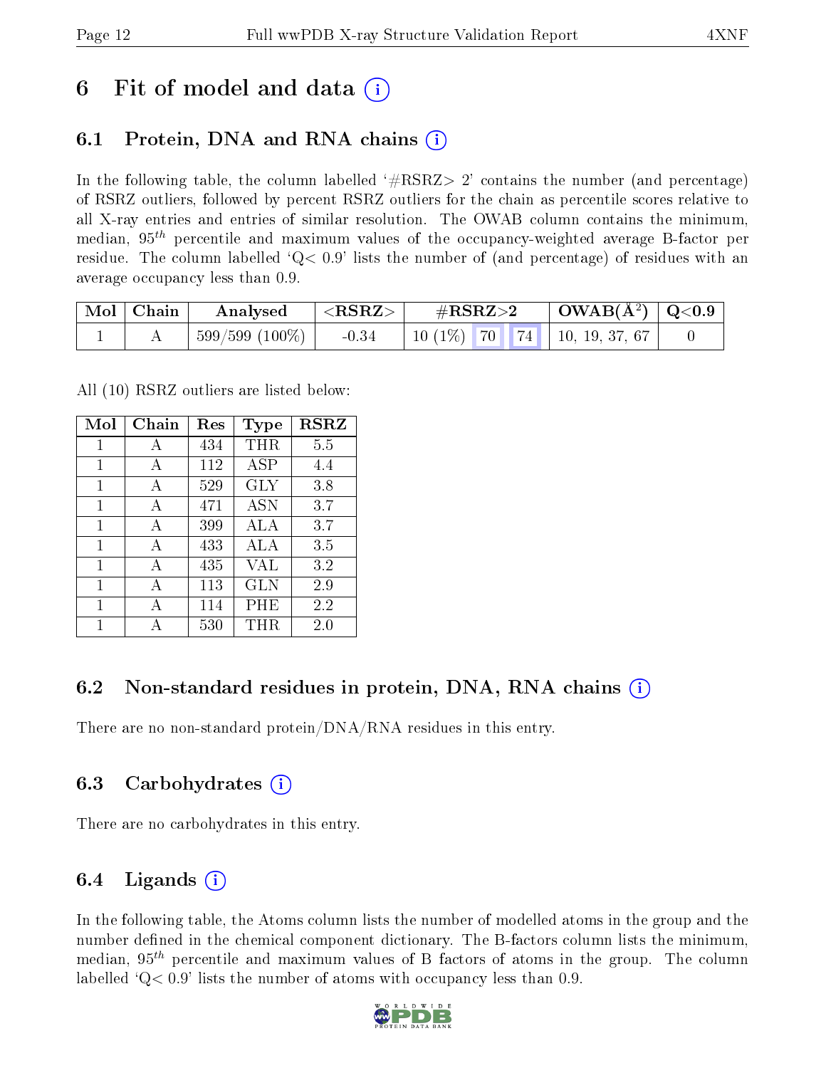# 6 Fit of model and data (i)

## 6.1 Protein, DNA and RNA chains (i)

In the following table, the column labelled '#RSRZ> 2' contains the number (and percentage) of RSRZ outliers, followed by percent RSRZ outliers for the chain as percentile scores relative to all X-ray entries and entries of similar resolution. The OWAB column contains the minimum, median, $95^{th}$ percentile and maximum values of the occupancy-weighted average B-factor per residue. The column labelled 'Q< 0.9' lists the number of (and percentage) of residues with an average occupancy less than 0.9.

| Mol | Chain | Analysed | <RSRZ> | #RSRZ>2 | | | OWAB(Å$^2$) | Q<0.9 |
|---|---|---|---|---|---|---|---|---|
| 1 | A | 599/599 (100%) | -0.34 | 10 (1%) | 70 | 74 | 10, 19, 37, 67 | 0 |

All (10) RSRZ outliers are listed below:

| Mol | Chain | Res | Type | RSRZ |
|---|---|---|---|---|
| 1 | A | 434 | THR | 5.5 |
| 1 | A | 112 | ASP | 4.4 |
| 1 | A | 529 | GLY | 3.8 |
| 1 | A | 471 | ASN | 3.7 |
| 1 | A | 399 | ALA | 3.7 |
| 1 | A | 433 | ALA | 3.5 |
| 1 | A | 435 | VAL | 3.2 |
| 1 | A | 113 | GLN | 2.9 |
| 1 | A | 114 | PHE | 2.2 |
| 1 | A | 530 | THR | 2.0 |

## 6.2 Non-standard residues in protein, DNA, RNA chains (i)

There are no non-standard protein/DNA/RNA residues in this entry.

## 6.3 Carbohydrates (i)

There are no carbohydrates in this entry.

## 6.4 Ligands (i)

In the following table, the Atoms column lists the number of modelled atoms in the group and the number defined in the chemical component dictionary. The B-factors column lists the minimum, median, $95^{th}$ percentile and maximum values of B factors of atoms in the group. The column labelled 'Q< 0.9' lists the number of atoms with occupancy less than 0.9.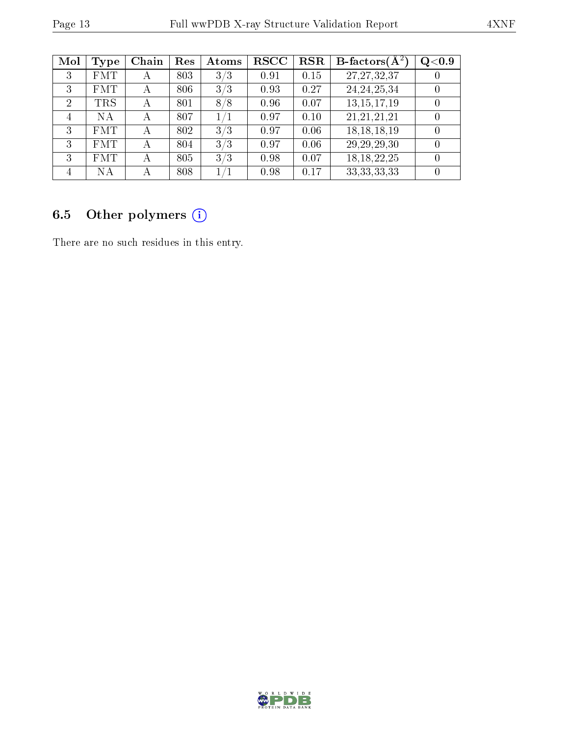| Mol | Type | Chain | Res | Atoms | RSCC | RSR | B-factors($\AA^2$) | Q<0.9 |
|---|---|---|---|---|---|---|---|---|
| 3 | FMT | A | 803 | 3/3 | 0.91 | 0.15 | 27,27,32,37 | 0 |
| 3 | FMT | A | 806 | 3/3 | 0.93 | 0.27 | 24,24,25,34 | 0 |
| 2 | TRS | A | 801 | 8/8 | 0.96 | 0.07 | 13,15,17,19 | 0 |
| 4 | NA | A | 807 | 1/1 | 0.97 | 0.10 | 21,21,21,21 | 0 |
| 3 | FMT | A | 802 | 3/3 | 0.97 | 0.06 | 18,18,18,19 | 0 |
| 3 | FMT | A | 804 | 3/3 | 0.97 | 0.06 | 29,29,29,30 | 0 |
| 3 | FMT | A | 805 | 3/3 | 0.98 | 0.07 | 18,18,22,25 | 0 |
| 4 | NA | A | 808 | 1/1 | 0.98 | 0.17 | 33,33,33,33 | 0 |

### 6.5 Other polymers

There are no such residues in this entry.